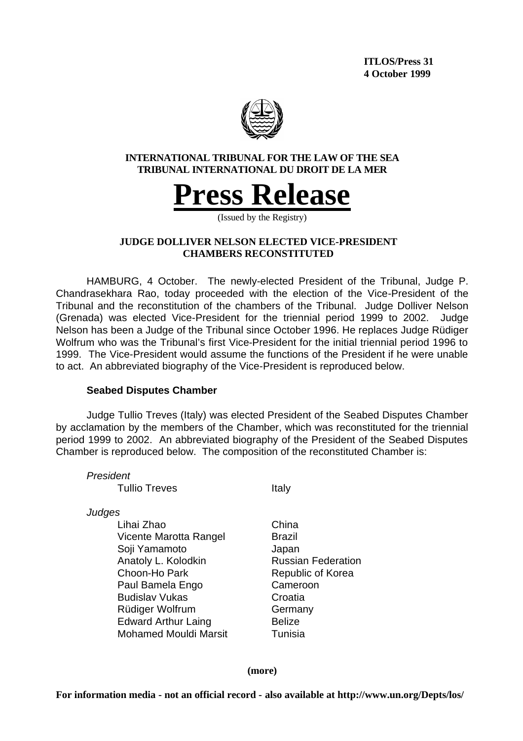**ITLOS/Press 31**
**4 October 1999**

**INTERNATIONAL TRIBUNAL FOR THE LAW OF THE SEA**
**TRIBUNAL INTERNATIONAL DU DROIT DE LA MER**

# Press Release

(Issued by the Registry)

## JUDGE DOLLIVER NELSON ELECTED VICE-PRESIDENT CHAMBERS RECONSTITUTED

HAMBURG, 4 October. The newly-elected President of the Tribunal, Judge P. Chandrasekhara Rao, today proceeded with the election of the Vice-President of the Tribunal and the reconstitution of the chambers of the Tribunal. Judge Dolliver Nelson (Grenada) was elected Vice-President for the triennial period 1999 to 2002. Judge Nelson has been a Judge of the Tribunal since October 1996. He replaces Judge Rüdiger Wolfrum who was the Tribunal's first Vice-President for the initial triennial period 1996 to 1999. The Vice-President would assume the functions of the President if he were unable to act. An abbreviated biography of the Vice-President is reproduced below.

### Seabed Disputes Chamber

Judge Tullio Treves (Italy) was elected President of the Seabed Disputes Chamber by acclamation by the members of the Chamber, which was reconstituted for the triennial period 1999 to 2002. An abbreviated biography of the President of the Seabed Disputes Chamber is reproduced below. The composition of the reconstituted Chamber is:

*President*

| | |
|---|---|
| Tullio Treves | Italy |

*Judges*

| | |
|---|---|
| Lihai Zhao | China |
| Vicente Marotta Rangel | Brazil |
| Soji Yamamoto | Japan |
| Anatoly L. Kolodkin | Russian Federation |
| Choon-Ho Park | Republic of Korea |
| Paul Bamela Engo | Cameroon |
| Budislav Vukas | Croatia |
| Rüdiger Wolfrum | Germany |
| Edward Arthur Laing | Belize |
| Mohamed Mouldi Marsit | Tunisia |

**(more)**

**For information media - not an official record - also available at http://www.un.org/Depts/los/**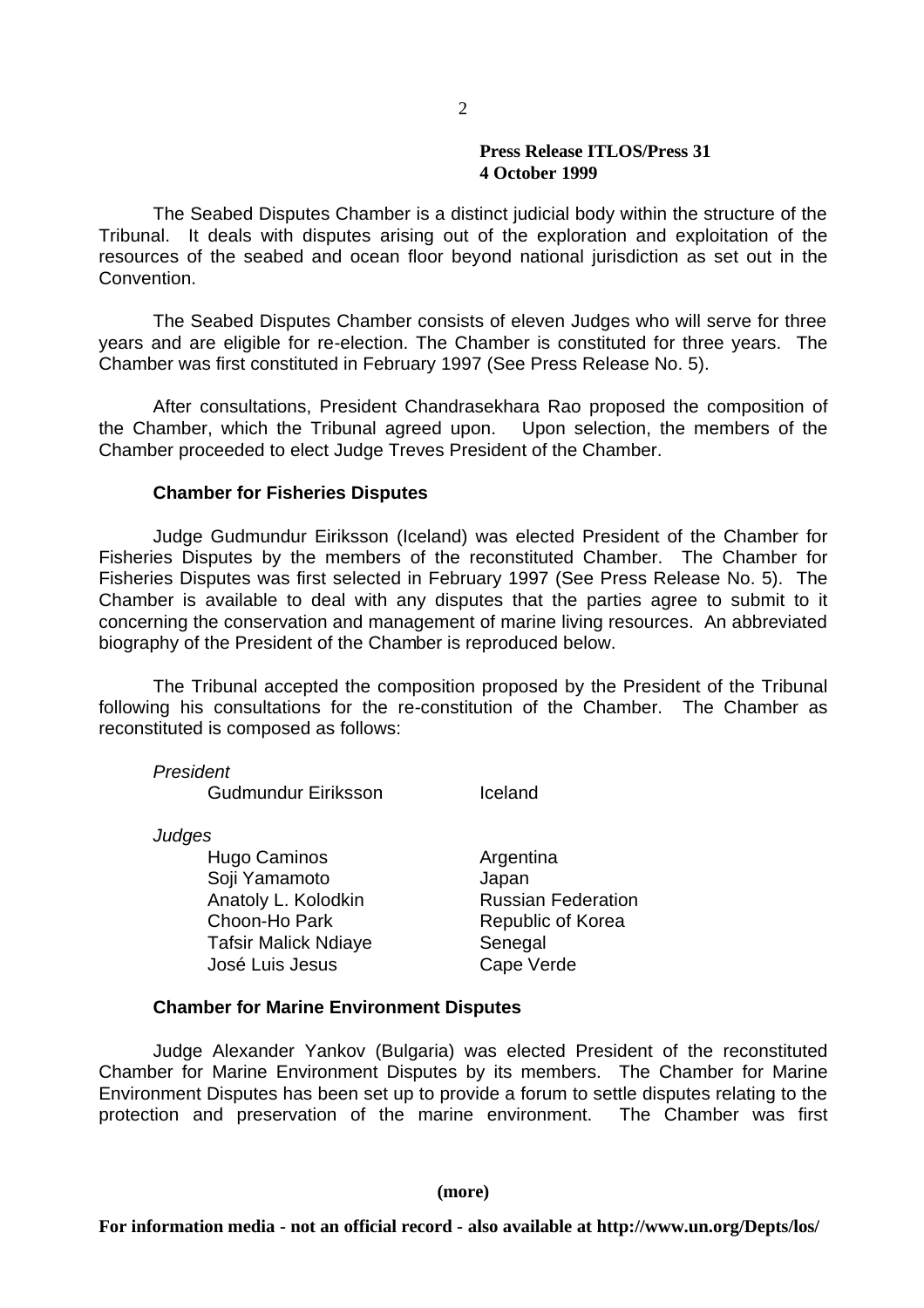**Press Release ITLOS/Press 31**
**4 October 1999**

The Seabed Disputes Chamber is a distinct judicial body within the structure of the Tribunal. It deals with disputes arising out of the exploration and exploitation of the resources of the seabed and ocean floor beyond national jurisdiction as set out in the Convention.

The Seabed Disputes Chamber consists of eleven Judges who will serve for three years and are eligible for re-election. The Chamber is constituted for three years. The Chamber was first constituted in February 1997 (See Press Release No. 5).

After consultations, President Chandrasekhara Rao proposed the composition of the Chamber, which the Tribunal agreed upon. Upon selection, the members of the Chamber proceeded to elect Judge Treves President of the Chamber.

### Chamber for Fisheries Disputes

Judge Gudmundur Eiriksson (Iceland) was elected President of the Chamber for Fisheries Disputes by the members of the reconstituted Chamber. The Chamber for Fisheries Disputes was first selected in February 1997 (See Press Release No. 5). The Chamber is available to deal with any disputes that the parties agree to submit to it concerning the conservation and management of marine living resources. An abbreviated biography of the President of the Chamber is reproduced below.

The Tribunal accepted the composition proposed by the President of the Tribunal following his consultations for the re-constitution of the Chamber. The Chamber as reconstituted is composed as follows:

*President*

| | |
|---|---|
| Gudmundur Eiriksson | Iceland |

*Judges*

| | |
|---|---|
| Hugo Caminos | Argentina |
| Soji Yamamoto | Japan |
| Anatoly L. Kolodkin | Russian Federation |
| Choon-Ho Park | Republic of Korea |
| Tafsir Malick Ndiaye | Senegal |
| José Luis Jesus | Cape Verde |

### Chamber for Marine Environment Disputes

Judge Alexander Yankov (Bulgaria) was elected President of the reconstituted Chamber for Marine Environment Disputes by its members. The Chamber for Marine Environment Disputes has been set up to provide a forum to settle disputes relating to the protection and preservation of the marine environment. The Chamber was first

**(more)**

**For information media - not an official record - also available at http://www.un.org/Depts/los/**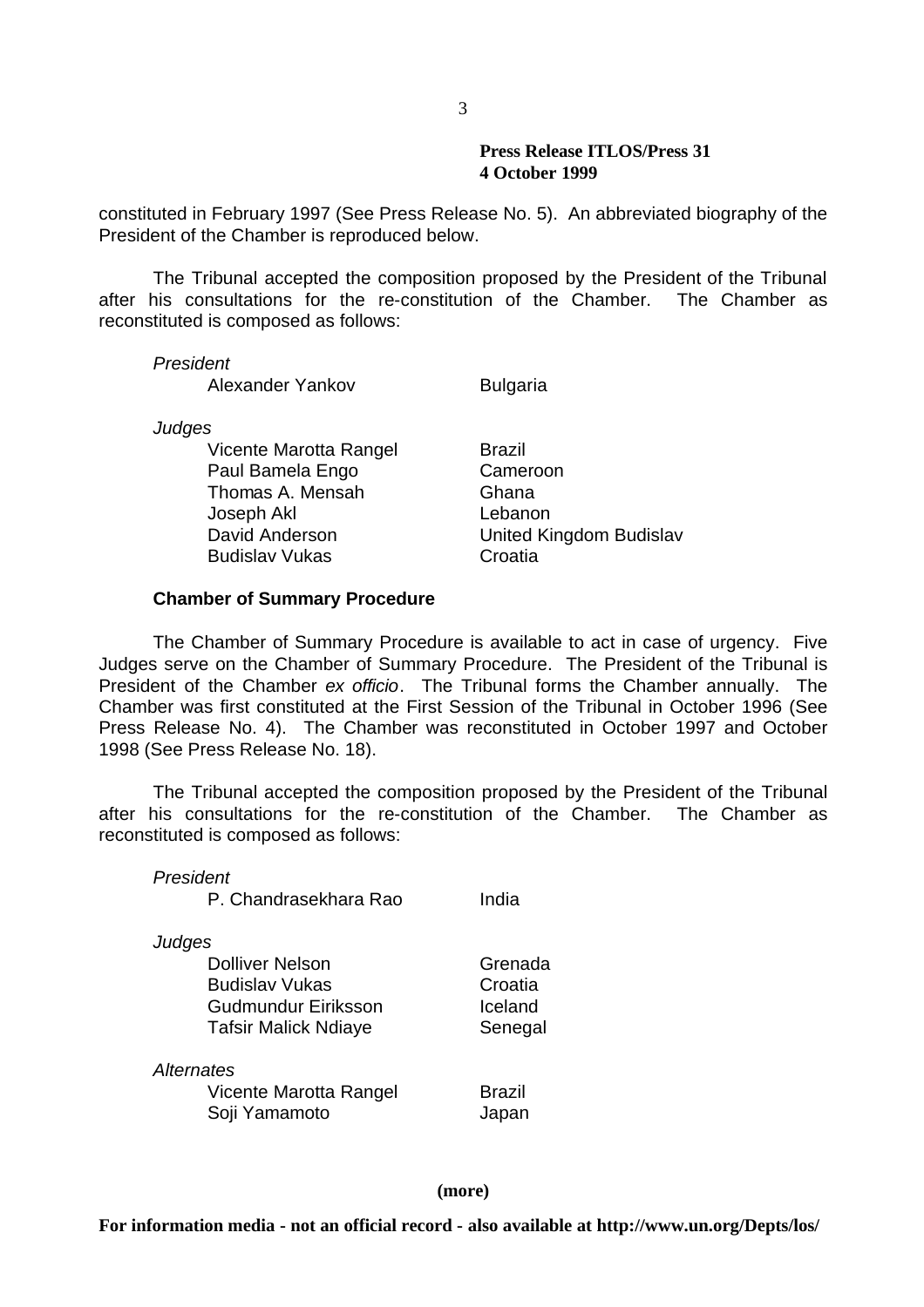constituted in February 1997 (See Press Release No. 5). An abbreviated biography of the President of the Chamber is reproduced below.

The Tribunal accepted the composition proposed by the President of the Tribunal after his consultations for the re-constitution of the Chamber. The Chamber as reconstituted is composed as follows:

*President*

| | |
|---|---|
| Alexander Yankov | Bulgaria |

*Judges*

| | |
|---|---|
| Vicente Marotta Rangel | Brazil |
| Paul Bamela Engo | Cameroon |
| Thomas A. Mensah | Ghana |
| Joseph Akl | Lebanon |
| David Anderson | United Kingdom Budislav |
| Budislav Vukas | Croatia |

**Chamber of Summary Procedure**

The Chamber of Summary Procedure is available to act in case of urgency. Five Judges serve on the Chamber of Summary Procedure. The President of the Tribunal is President of the Chamber *ex officio*. The Tribunal forms the Chamber annually. The Chamber was first constituted at the First Session of the Tribunal in October 1996 (See Press Release No. 4). The Chamber was reconstituted in October 1997 and October 1998 (See Press Release No. 18).

The Tribunal accepted the composition proposed by the President of the Tribunal after his consultations for the re-constitution of the Chamber. The Chamber as reconstituted is composed as follows:

*President*

| | |
|---|---|
| P. Chandrasekhara Rao | India |

*Judges*

| | |
|---|---|
| Dolliver Nelson | Grenada |
| Budislav Vukas | Croatia |
| Gudmundur Eiriksson | Iceland |
| Tafsir Malick Ndiaye | Senegal |

*Alternates*

| | |
|---|---|
| Vicente Marotta Rangel | Brazil |
| Soji Yamamoto | Japan |

**(more)**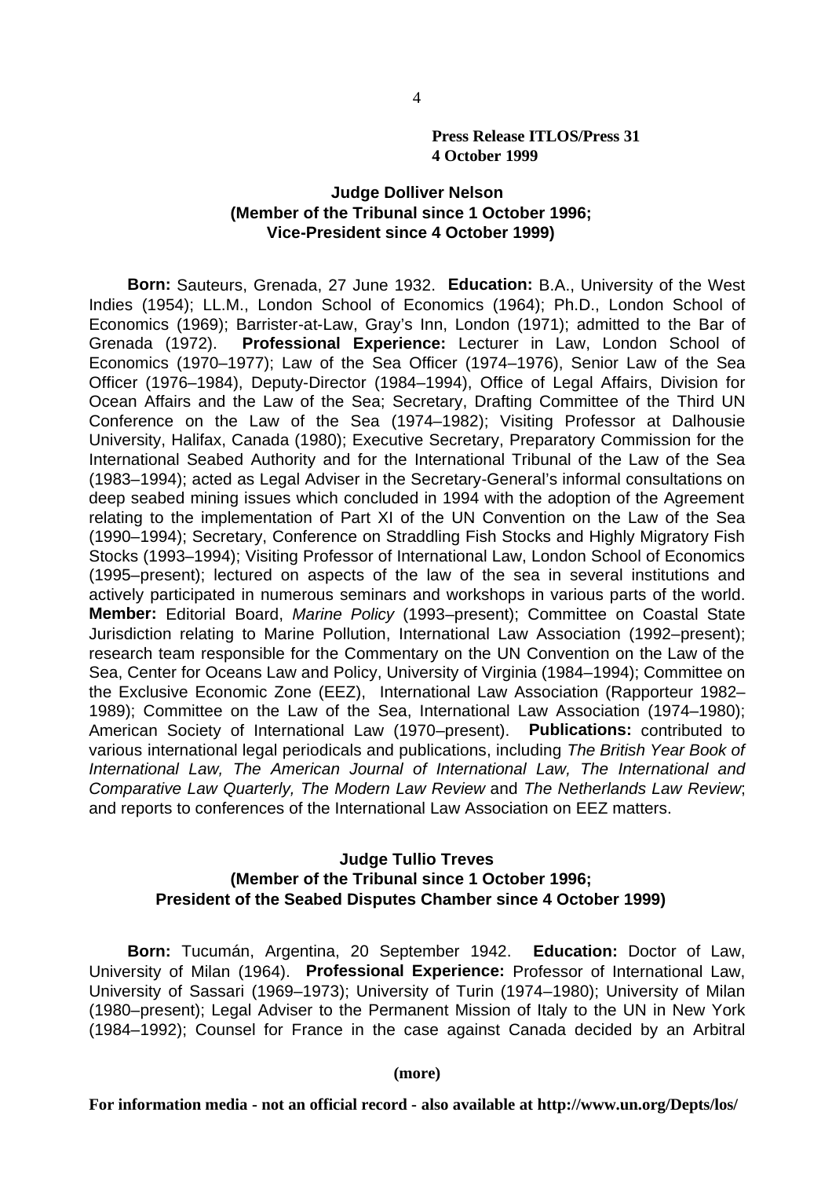Press Release ITLOS/Press 31
4 October 1999

### Judge Dolliver Nelson
### (Member of the Tribunal since 1 October 1996; Vice-President since 4 October 1999)

**Born:** Sauteurs, Grenada, 27 June 1932. **Education:** B.A., University of the West Indies (1954); LL.M., London School of Economics (1964); Ph.D., London School of Economics (1969); Barrister-at-Law, Gray's Inn, London (1971); admitted to the Bar of Grenada (1972). **Professional Experience:** Lecturer in Law, London School of Economics (1970–1977); Law of the Sea Officer (1974–1976), Senior Law of the Sea Officer (1976–1984), Deputy-Director (1984–1994), Office of Legal Affairs, Division for Ocean Affairs and the Law of the Sea; Secretary, Drafting Committee of the Third UN Conference on the Law of the Sea (1974–1982); Visiting Professor at Dalhousie University, Halifax, Canada (1980); Executive Secretary, Preparatory Commission for the International Seabed Authority and for the International Tribunal of the Law of the Sea (1983–1994); acted as Legal Adviser in the Secretary-General's informal consultations on deep seabed mining issues which concluded in 1994 with the adoption of the Agreement relating to the implementation of Part XI of the UN Convention on the Law of the Sea (1990–1994); Secretary, Conference on Straddling Fish Stocks and Highly Migratory Fish Stocks (1993–1994); Visiting Professor of International Law, London School of Economics (1995–present); lectured on aspects of the law of the sea in several institutions and actively participated in numerous seminars and workshops in various parts of the world. **Member:** Editorial Board, *Marine Policy* (1993–present); Committee on Coastal State Jurisdiction relating to Marine Pollution, International Law Association (1992–present); research team responsible for the Commentary on the UN Convention on the Law of the Sea, Center for Oceans Law and Policy, University of Virginia (1984–1994); Committee on the Exclusive Economic Zone (EEZ), International Law Association (Rapporteur 1982–1989); Committee on the Law of the Sea, International Law Association (1974–1980); American Society of International Law (1970–present). **Publications:** contributed to various international legal periodicals and publications, including *The British Year Book of International Law, The American Journal of International Law, The International and Comparative Law Quarterly, The Modern Law Review* and *The Netherlands Law Review*; and reports to conferences of the International Law Association on EEZ matters.

### Judge Tullio Treves
### (Member of the Tribunal since 1 October 1996; President of the Seabed Disputes Chamber since 4 October 1999)

**Born:** Tucumán, Argentina, 20 September 1942. **Education:** Doctor of Law, University of Milan (1964). **Professional Experience:** Professor of International Law, University of Sassari (1969–1973); University of Turin (1974–1980); University of Milan (1980–present); Legal Adviser to the Permanent Mission of Italy to the UN in New York (1984–1992); Counsel for France in the case against Canada decided by an Arbitral

(more)

For information media - not an official record - also available at http://www.un.org/Depts/los/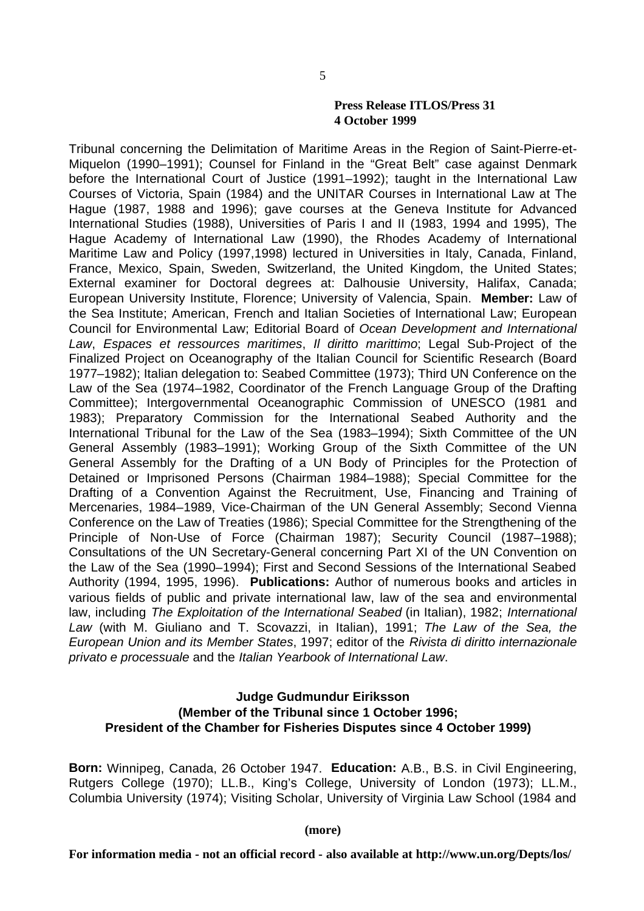Tribunal concerning the Delimitation of Maritime Areas in the Region of Saint-Pierre-et-Miquelon (1990–1991); Counsel for Finland in the “Great Belt” case against Denmark before the International Court of Justice (1991–1992); taught in the International Law Courses of Victoria, Spain (1984) and the UNITAR Courses in International Law at The Hague (1987, 1988 and 1996); gave courses at the Geneva Institute for Advanced International Studies (1988), Universities of Paris I and II (1983, 1994 and 1995), The Hague Academy of International Law (1990), the Rhodes Academy of International Maritime Law and Policy (1997,1998) lectured in Universities in Italy, Canada, Finland, France, Mexico, Spain, Sweden, Switzerland, the United Kingdom, the United States; External examiner for Doctoral degrees at: Dalhousie University, Halifax, Canada; European University Institute, Florence; University of Valencia, Spain. **Member:** Law of the Sea Institute; American, French and Italian Societies of International Law; European Council for Environmental Law; Editorial Board of *Ocean Development and International Law*, *Espaces et ressources maritimes*, *Il diritto marittimo*; Legal Sub-Project of the Finalized Project on Oceanography of the Italian Council for Scientific Research (Board 1977–1982); Italian delegation to: Seabed Committee (1973); Third UN Conference on the Law of the Sea (1974–1982, Coordinator of the French Language Group of the Drafting Committee); Intergovernmental Oceanographic Commission of UNESCO (1981 and 1983); Preparatory Commission for the International Seabed Authority and the International Tribunal for the Law of the Sea (1983–1994); Sixth Committee of the UN General Assembly (1983–1991); Working Group of the Sixth Committee of the UN General Assembly for the Drafting of a UN Body of Principles for the Protection of Detained or Imprisoned Persons (Chairman 1984–1988); Special Committee for the Drafting of a Convention Against the Recruitment, Use, Financing and Training of Mercenaries, 1984–1989, Vice-Chairman of the UN General Assembly; Second Vienna Conference on the Law of Treaties (1986); Special Committee for the Strengthening of the Principle of Non-Use of Force (Chairman 1987); Security Council (1987–1988); Consultations of the UN Secretary-General concerning Part XI of the UN Convention on the Law of the Sea (1990–1994); First and Second Sessions of the International Seabed Authority (1994, 1995, 1996). **Publications:** Author of numerous books and articles in various fields of public and private international law, law of the sea and environmental law, including *The Exploitation of the International Seabed* (in Italian), 1982; *International Law* (with M. Giuliano and T. Scovazzi, in Italian), 1991; *The Law of the Sea, the European Union and its Member States*, 1997; editor of the *Rivista di diritto internazionale privato e processuale* and the *Italian Yearbook of International Law*.

**Judge Gudmundur Eiriksson**
**(Member of the Tribunal since 1 October 1996;**
**President of the Chamber for Fisheries Disputes since 4 October 1999)**

**Born:** Winnipeg, Canada, 26 October 1947. **Education:** A.B., B.S. in Civil Engineering, Rutgers College (1970); LL.B., King’s College, University of London (1973); LL.M., Columbia University (1974); Visiting Scholar, University of Virginia Law School (1984 and

**(more)**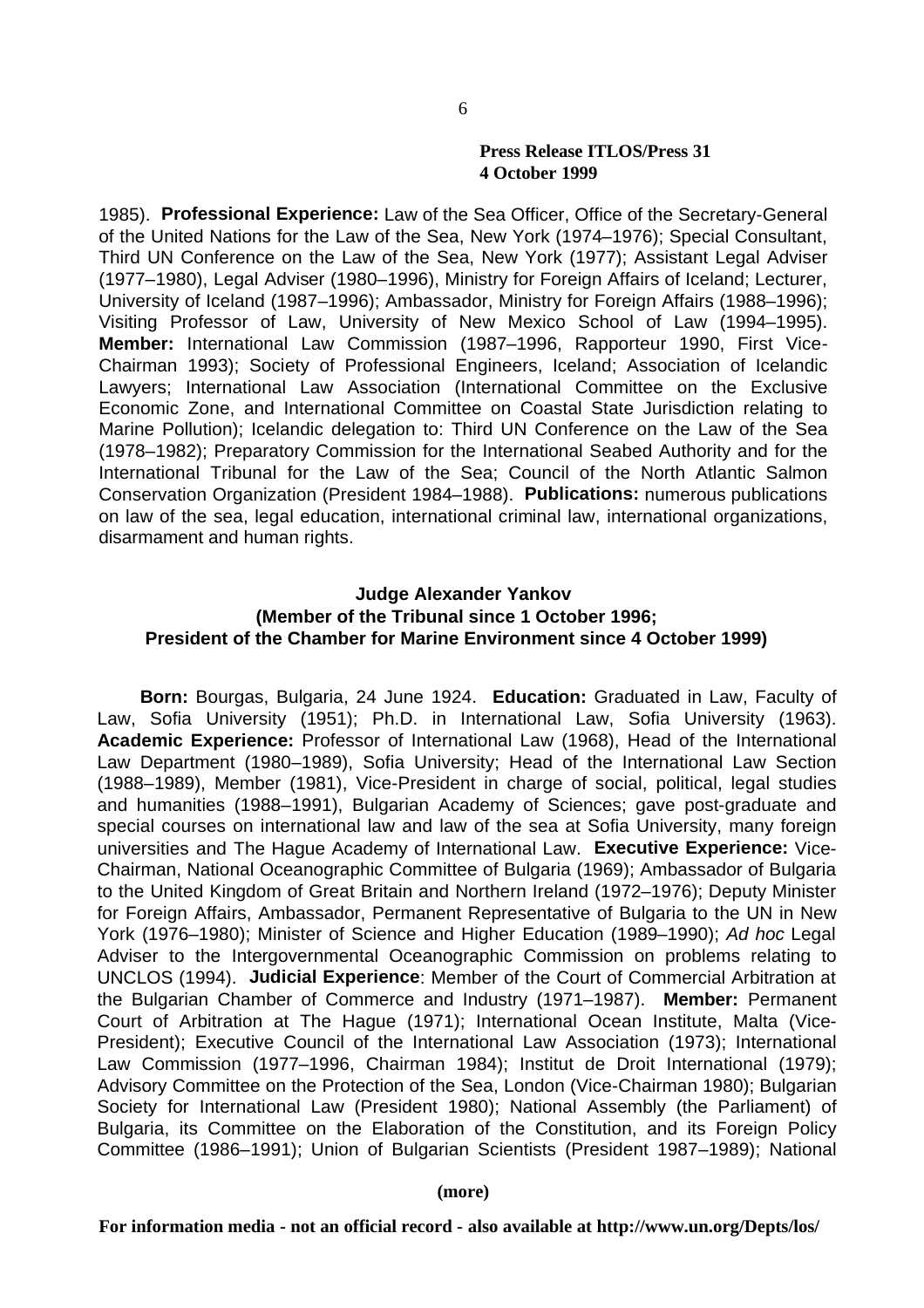1985). **Professional Experience:** Law of the Sea Officer, Office of the Secretary-General of the United Nations for the Law of the Sea, New York (1974–1976); Special Consultant, Third UN Conference on the Law of the Sea, New York (1977); Assistant Legal Adviser (1977–1980), Legal Adviser (1980–1996), Ministry for Foreign Affairs of Iceland; Lecturer, University of Iceland (1987–1996); Ambassador, Ministry for Foreign Affairs (1988–1996); Visiting Professor of Law, University of New Mexico School of Law (1994–1995). **Member:** International Law Commission (1987–1996, Rapporteur 1990, First Vice-Chairman 1993); Society of Professional Engineers, Iceland; Association of Icelandic Lawyers; International Law Association (International Committee on the Exclusive Economic Zone, and International Committee on Coastal State Jurisdiction relating to Marine Pollution); Icelandic delegation to: Third UN Conference on the Law of the Sea (1978–1982); Preparatory Commission for the International Seabed Authority and for the International Tribunal for the Law of the Sea; Council of the North Atlantic Salmon Conservation Organization (President 1984–1988). **Publications:** numerous publications on law of the sea, legal education, international criminal law, international organizations, disarmament and human rights.

### Judge Alexander Yankov
### (Member of the Tribunal since 1 October 1996; President of the Chamber for Marine Environment since 4 October 1999)

**Born:** Bourgas, Bulgaria, 24 June 1924. **Education:** Graduated in Law, Faculty of Law, Sofia University (1951); Ph.D. in International Law, Sofia University (1963). **Academic Experience:** Professor of International Law (1968), Head of the International Law Department (1980–1989), Sofia University; Head of the International Law Section (1988–1989), Member (1981), Vice-President in charge of social, political, legal studies and humanities (1988–1991), Bulgarian Academy of Sciences; gave post-graduate and special courses on international law and law of the sea at Sofia University, many foreign universities and The Hague Academy of International Law. **Executive Experience:** Vice-Chairman, National Oceanographic Committee of Bulgaria (1969); Ambassador of Bulgaria to the United Kingdom of Great Britain and Northern Ireland (1972–1976); Deputy Minister for Foreign Affairs, Ambassador, Permanent Representative of Bulgaria to the UN in New York (1976–1980); Minister of Science and Higher Education (1989–1990); *Ad hoc* Legal Adviser to the Intergovernmental Oceanographic Commission on problems relating to UNCLOS (1994). **Judicial Experience**: Member of the Court of Commercial Arbitration at the Bulgarian Chamber of Commerce and Industry (1971–1987). **Member:** Permanent Court of Arbitration at The Hague (1971); International Ocean Institute, Malta (Vice-President); Executive Council of the International Law Association (1973); International Law Commission (1977–1996, Chairman 1984); Institut de Droit International (1979); Advisory Committee on the Protection of the Sea, London (Vice-Chairman 1980); Bulgarian Society for International Law (President 1980); National Assembly (the Parliament) of Bulgaria, its Committee on the Elaboration of the Constitution, and its Foreign Policy Committee (1986–1991); Union of Bulgarian Scientists (President 1987–1989); National

(more)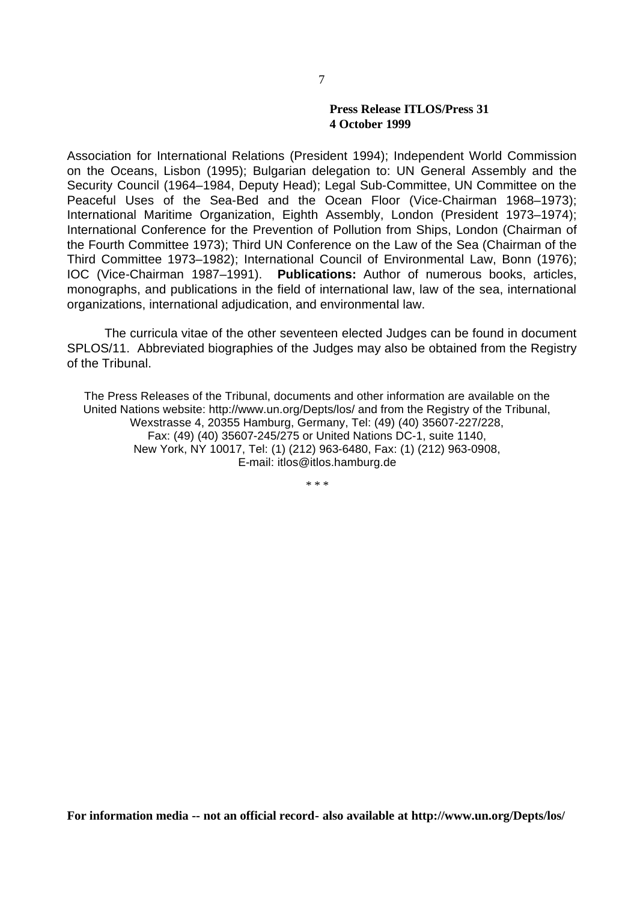Association for International Relations (President 1994); Independent World Commission on the Oceans, Lisbon (1995); Bulgarian delegation to: UN General Assembly and the Security Council (1964–1984, Deputy Head); Legal Sub-Committee, UN Committee on the Peaceful Uses of the Sea-Bed and the Ocean Floor (Vice-Chairman 1968–1973); International Maritime Organization, Eighth Assembly, London (President 1973–1974); International Conference for the Prevention of Pollution from Ships, London (Chairman of the Fourth Committee 1973); Third UN Conference on the Law of the Sea (Chairman of the Third Committee 1973–1982); International Council of Environmental Law, Bonn (1976); IOC (Vice-Chairman 1987–1991). **Publications:** Author of numerous books, articles, monographs, and publications in the field of international law, law of the sea, international organizations, international adjudication, and environmental law.

The curricula vitae of the other seventeen elected Judges can be found in document SPLOS/11. Abbreviated biographies of the Judges may also be obtained from the Registry of the Tribunal.

The Press Releases of the Tribunal, documents and other information are available on the United Nations website: http://www.un.org/Depts/los/ and from the Registry of the Tribunal, Wexstrasse 4, 20355 Hamburg, Germany, Tel: (49) (40) 35607-227/228, Fax: (49) (40) 35607-245/275 or United Nations DC-1, suite 1140, New York, NY 10017, Tel: (1) (212) 963-6480, Fax: (1) (212) 963-0908, E-mail: itlos@itlos.hamburg.de

* * *